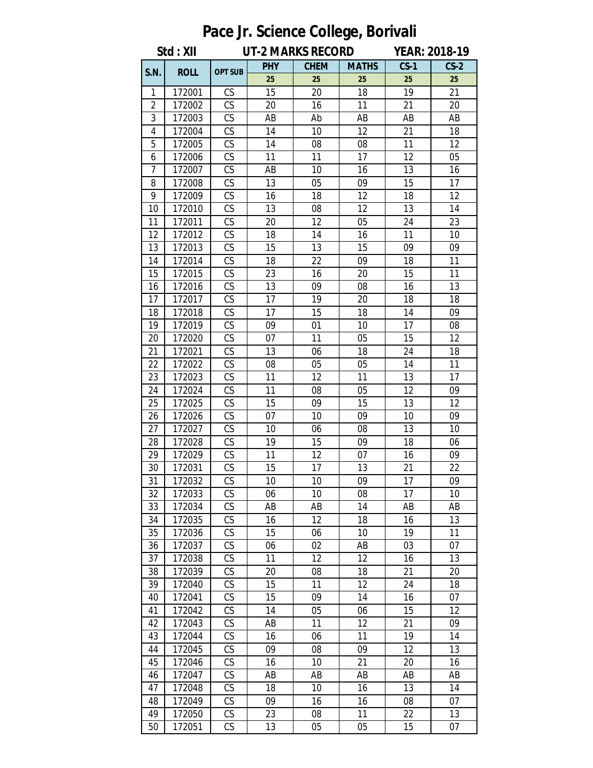# Pace Jr. Science College, Borivali

**Std : XII** **UT-2 MARKS RECORD** **YEAR: 2018-19**

| S.N. | ROLL | OPT SUB | PHY | CHEM | MATHS | CS-1 | CS-2 |
|---|---|---|---|---|---|---|---|
| | | | 25 | 25 | 25 | 25 | 25 |
| 1 | 172001 | CS | 15 | 20 | 18 | 19 | 21 |
| 2 | 172002 | CS | 20 | 16 | 11 | 21 | 20 |
| 3 | 172003 | CS | AB | Ab | AB | AB | AB |
| 4 | 172004 | CS | 14 | 10 | 12 | 21 | 18 |
| 5 | 172005 | CS | 14 | 08 | 08 | 11 | 12 |
| 6 | 172006 | CS | 11 | 11 | 17 | 12 | 05 |
| 7 | 172007 | CS | AB | 10 | 16 | 13 | 16 |
| 8 | 172008 | CS | 13 | 05 | 09 | 15 | 17 |
| 9 | 172009 | CS | 16 | 18 | 12 | 18 | 12 |
| 10 | 172010 | CS | 13 | 08 | 12 | 13 | 14 |
| 11 | 172011 | CS | 20 | 12 | 05 | 24 | 23 |
| 12 | 172012 | CS | 18 | 14 | 16 | 11 | 10 |
| 13 | 172013 | CS | 15 | 13 | 15 | 09 | 09 |
| 14 | 172014 | CS | 18 | 22 | 09 | 18 | 11 |
| 15 | 172015 | CS | 23 | 16 | 20 | 15 | 11 |
| 16 | 172016 | CS | 13 | 09 | 08 | 16 | 13 |
| 17 | 172017 | CS | 17 | 19 | 20 | 18 | 18 |
| 18 | 172018 | CS | 17 | 15 | 18 | 14 | 09 |
| 19 | 172019 | CS | 09 | 01 | 10 | 17 | 08 |
| 20 | 172020 | CS | 07 | 11 | 05 | 15 | 12 |
| 21 | 172021 | CS | 13 | 06 | 18 | 24 | 18 |
| 22 | 172022 | CS | 08 | 05 | 05 | 14 | 11 |
| 23 | 172023 | CS | 11 | 12 | 11 | 13 | 17 |
| 24 | 172024 | CS | 11 | 08 | 05 | 12 | 09 |
| 25 | 172025 | CS | 15 | 09 | 15 | 13 | 12 |
| 26 | 172026 | CS | 07 | 10 | 09 | 10 | 09 |
| 27 | 172027 | CS | 10 | 06 | 08 | 13 | 10 |
| 28 | 172028 | CS | 19 | 15 | 09 | 18 | 06 |
| 29 | 172029 | CS | 11 | 12 | 07 | 16 | 09 |
| 30 | 172031 | CS | 15 | 17 | 13 | 21 | 22 |
| 31 | 172032 | CS | 10 | 10 | 09 | 17 | 09 |
| 32 | 172033 | CS | 06 | 10 | 08 | 17 | 10 |
| 33 | 172034 | CS | AB | AB | 14 | AB | AB |
| 34 | 172035 | CS | 16 | 12 | 18 | 16 | 13 |
| 35 | 172036 | CS | 15 | 06 | 10 | 19 | 11 |
| 36 | 172037 | CS | 06 | 02 | AB | 03 | 07 |
| 37 | 172038 | CS | 11 | 12 | 12 | 16 | 13 |
| 38 | 172039 | CS | 20 | 08 | 18 | 21 | 20 |
| 39 | 172040 | CS | 15 | 11 | 12 | 24 | 18 |
| 40 | 172041 | CS | 15 | 09 | 14 | 16 | 07 |
| 41 | 172042 | CS | 14 | 05 | 06 | 15 | 12 |
| 42 | 172043 | CS | AB | 11 | 12 | 21 | 09 |
| 43 | 172044 | CS | 16 | 06 | 11 | 19 | 14 |
| 44 | 172045 | CS | 09 | 08 | 09 | 12 | 13 |
| 45 | 172046 | CS | 16 | 10 | 21 | 20 | 16 |
| 46 | 172047 | CS | AB | AB | AB | AB | AB |
| 47 | 172048 | CS | 18 | 10 | 16 | 13 | 14 |
| 48 | 172049 | CS | 09 | 16 | 16 | 08 | 07 |
| 49 | 172050 | CS | 23 | 08 | 11 | 22 | 13 |
| 50 | 172051 | CS | 13 | 05 | 05 | 15 | 07 |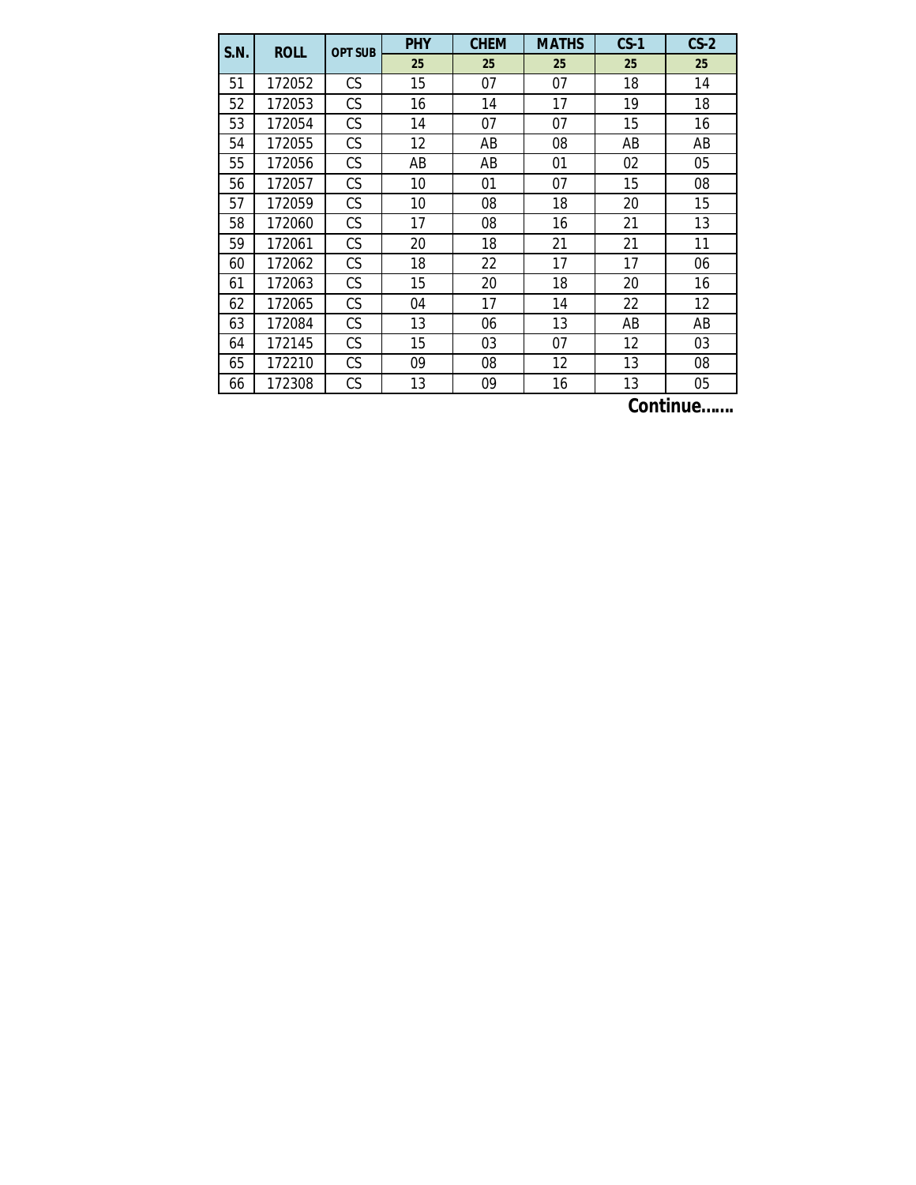| S.N. | ROLL | OPT SUB | PHY | CHEM | MATHS | CS-1 | CS-2 |
|---|---|---|---|---|---|---|---|
| | | | 25 | 25 | 25 | 25 | 25 |
| 51 | 172052 | CS | 15 | 07 | 07 | 18 | 14 |
| 52 | 172053 | CS | 16 | 14 | 17 | 19 | 18 |
| 53 | 172054 | CS | 14 | 07 | 07 | 15 | 16 |
| 54 | 172055 | CS | 12 | AB | 08 | AB | AB |
| 55 | 172056 | CS | AB | AB | 01 | 02 | 05 |
| 56 | 172057 | CS | 10 | 01 | 07 | 15 | 08 |
| 57 | 172059 | CS | 10 | 08 | 18 | 20 | 15 |
| 58 | 172060 | CS | 17 | 08 | 16 | 21 | 13 |
| 59 | 172061 | CS | 20 | 18 | 21 | 21 | 11 |
| 60 | 172062 | CS | 18 | 22 | 17 | 17 | 06 |
| 61 | 172063 | CS | 15 | 20 | 18 | 20 | 16 |
| 62 | 172065 | CS | 04 | 17 | 14 | 22 | 12 |
| 63 | 172084 | CS | 13 | 06 | 13 | AB | AB |
| 64 | 172145 | CS | 15 | 03 | 07 | 12 | 03 |
| 65 | 172210 | CS | 09 | 08 | 12 | 13 | 08 |
| 66 | 172308 | CS | 13 | 09 | 16 | 13 | 05 |

**Continue…….**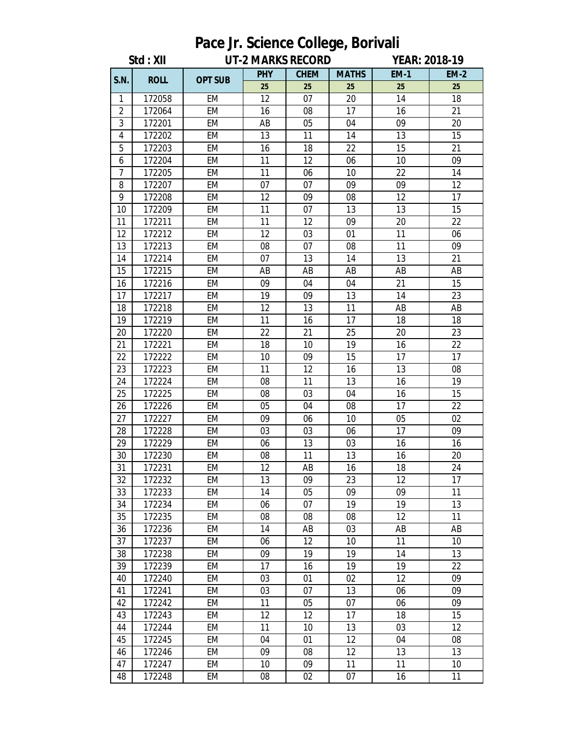# Pace Jr. Science College, Borivali

**Std : XII** | **UT-2 MARKS RECORD** | **YEAR: 2018-19**

| S.N. | ROLL | OPT SUB | PHY | CHEM | MATHS | EM-1 | EM-2 |
|---|---|---|---|---|---|---|---|
| | | | 25 | 25 | 25 | 25 | 25 |
| 1 | 172058 | EM | 12 | 07 | 20 | 14 | 18 |
| 2 | 172064 | EM | 16 | 08 | 17 | 16 | 21 |
| 3 | 172201 | EM | AB | 05 | 04 | 09 | 20 |
| 4 | 172202 | EM | 13 | 11 | 14 | 13 | 15 |
| 5 | 172203 | EM | 16 | 18 | 22 | 15 | 21 |
| 6 | 172204 | EM | 11 | 12 | 06 | 10 | 09 |
| 7 | 172205 | EM | 11 | 06 | 10 | 22 | 14 |
| 8 | 172207 | EM | 07 | 07 | 09 | 09 | 12 |
| 9 | 172208 | EM | 12 | 09 | 08 | 12 | 17 |
| 10 | 172209 | EM | 11 | 07 | 13 | 13 | 15 |
| 11 | 172211 | EM | 11 | 12 | 09 | 20 | 22 |
| 12 | 172212 | EM | 12 | 03 | 01 | 11 | 06 |
| 13 | 172213 | EM | 08 | 07 | 08 | 11 | 09 |
| 14 | 172214 | EM | 07 | 13 | 14 | 13 | 21 |
| 15 | 172215 | EM | AB | AB | AB | AB | AB |
| 16 | 172216 | EM | 09 | 04 | 04 | 21 | 15 |
| 17 | 172217 | EM | 19 | 09 | 13 | 14 | 23 |
| 18 | 172218 | EM | 12 | 13 | 11 | AB | AB |
| 19 | 172219 | EM | 11 | 16 | 17 | 18 | 18 |
| 20 | 172220 | EM | 22 | 21 | 25 | 20 | 23 |
| 21 | 172221 | EM | 18 | 10 | 19 | 16 | 22 |
| 22 | 172222 | EM | 10 | 09 | 15 | 17 | 17 |
| 23 | 172223 | EM | 11 | 12 | 16 | 13 | 08 |
| 24 | 172224 | EM | 08 | 11 | 13 | 16 | 19 |
| 25 | 172225 | EM | 08 | 03 | 04 | 16 | 15 |
| 26 | 172226 | EM | 05 | 04 | 08 | 17 | 22 |
| 27 | 172227 | EM | 09 | 06 | 10 | 05 | 02 |
| 28 | 172228 | EM | 03 | 03 | 06 | 17 | 09 |
| 29 | 172229 | EM | 06 | 13 | 03 | 16 | 16 |
| 30 | 172230 | EM | 08 | 11 | 13 | 16 | 20 |
| 31 | 172231 | EM | 12 | AB | 16 | 18 | 24 |
| 32 | 172232 | EM | 13 | 09 | 23 | 12 | 17 |
| 33 | 172233 | EM | 14 | 05 | 09 | 09 | 11 |
| 34 | 172234 | EM | 06 | 07 | 19 | 19 | 13 |
| 35 | 172235 | EM | 08 | 08 | 08 | 12 | 11 |
| 36 | 172236 | EM | 14 | AB | 03 | AB | AB |
| 37 | 172237 | EM | 06 | 12 | 10 | 11 | 10 |
| 38 | 172238 | EM | 09 | 19 | 19 | 14 | 13 |
| 39 | 172239 | EM | 17 | 16 | 19 | 19 | 22 |
| 40 | 172240 | EM | 03 | 01 | 02 | 12 | 09 |
| 41 | 172241 | EM | 03 | 07 | 13 | 06 | 09 |
| 42 | 172242 | EM | 11 | 05 | 07 | 06 | 09 |
| 43 | 172243 | EM | 12 | 12 | 17 | 18 | 15 |
| 44 | 172244 | EM | 11 | 10 | 13 | 03 | 12 |
| 45 | 172245 | EM | 04 | 01 | 12 | 04 | 08 |
| 46 | 172246 | EM | 09 | 08 | 12 | 13 | 13 |
| 47 | 172247 | EM | 10 | 09 | 11 | 11 | 10 |
| 48 | 172248 | EM | 08 | 02 | 07 | 16 | 11 |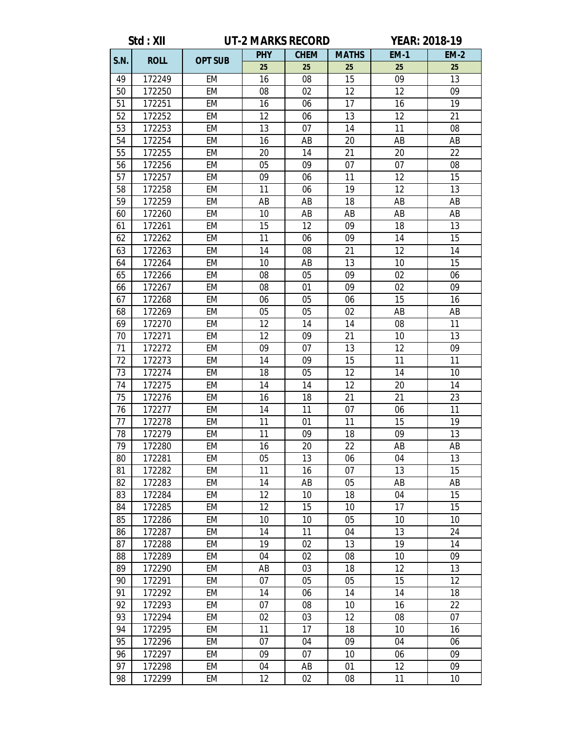Std : XII　　UT-2 MARKS RECORD　　YEAR: 2018-19

| S.N. | ROLL | OPT SUB | PHY | CHEM | MATHS | EM-1 | EM-2 |
|---|---|---|---|---|---|---|---|
| | | | 25 | 25 | 25 | 25 | 25 |
| 49 | 172249 | EM | 16 | 08 | 15 | 09 | 13 |
| 50 | 172250 | EM | 08 | 02 | 12 | 12 | 09 |
| 51 | 172251 | EM | 16 | 06 | 17 | 16 | 19 |
| 52 | 172252 | EM | 12 | 06 | 13 | 12 | 21 |
| 53 | 172253 | EM | 13 | 07 | 14 | 11 | 08 |
| 54 | 172254 | EM | 16 | AB | 20 | AB | AB |
| 55 | 172255 | EM | 20 | 14 | 21 | 20 | 22 |
| 56 | 172256 | EM | 05 | 09 | 07 | 07 | 08 |
| 57 | 172257 | EM | 09 | 06 | 11 | 12 | 15 |
| 58 | 172258 | EM | 11 | 06 | 19 | 12 | 13 |
| 59 | 172259 | EM | AB | AB | 18 | AB | AB |
| 60 | 172260 | EM | 10 | AB | AB | AB | AB |
| 61 | 172261 | EM | 15 | 12 | 09 | 18 | 13 |
| 62 | 172262 | EM | 11 | 06 | 09 | 14 | 15 |
| 63 | 172263 | EM | 14 | 08 | 21 | 12 | 14 |
| 64 | 172264 | EM | 10 | AB | 13 | 10 | 15 |
| 65 | 172266 | EM | 08 | 05 | 09 | 02 | 06 |
| 66 | 172267 | EM | 08 | 01 | 09 | 02 | 09 |
| 67 | 172268 | EM | 06 | 05 | 06 | 15 | 16 |
| 68 | 172269 | EM | 05 | 05 | 02 | AB | AB |
| 69 | 172270 | EM | 12 | 14 | 14 | 08 | 11 |
| 70 | 172271 | EM | 12 | 09 | 21 | 10 | 13 |
| 71 | 172272 | EM | 09 | 07 | 13 | 12 | 09 |
| 72 | 172273 | EM | 14 | 09 | 15 | 11 | 11 |
| 73 | 172274 | EM | 18 | 05 | 12 | 14 | 10 |
| 74 | 172275 | EM | 14 | 14 | 12 | 20 | 14 |
| 75 | 172276 | EM | 16 | 18 | 21 | 21 | 23 |
| 76 | 172277 | EM | 14 | 11 | 07 | 06 | 11 |
| 77 | 172278 | EM | 11 | 01 | 11 | 15 | 19 |
| 78 | 172279 | EM | 11 | 09 | 18 | 09 | 13 |
| 79 | 172280 | EM | 16 | 20 | 22 | AB | AB |
| 80 | 172281 | EM | 05 | 13 | 06 | 04 | 13 |
| 81 | 172282 | EM | 11 | 16 | 07 | 13 | 15 |
| 82 | 172283 | EM | 14 | AB | 05 | AB | AB |
| 83 | 172284 | EM | 12 | 10 | 18 | 04 | 15 |
| 84 | 172285 | EM | 12 | 15 | 10 | 17 | 15 |
| 85 | 172286 | EM | 10 | 10 | 05 | 10 | 10 |
| 86 | 172287 | EM | 14 | 11 | 04 | 13 | 24 |
| 87 | 172288 | EM | 19 | 02 | 13 | 19 | 14 |
| 88 | 172289 | EM | 04 | 02 | 08 | 10 | 09 |
| 89 | 172290 | EM | AB | 03 | 18 | 12 | 13 |
| 90 | 172291 | EM | 07 | 05 | 05 | 15 | 12 |
| 91 | 172292 | EM | 14 | 06 | 14 | 14 | 18 |
| 92 | 172293 | EM | 07 | 08 | 10 | 16 | 22 |
| 93 | 172294 | EM | 02 | 03 | 12 | 08 | 07 |
| 94 | 172295 | EM | 11 | 17 | 18 | 10 | 16 |
| 95 | 172296 | EM | 07 | 04 | 09 | 04 | 06 |
| 96 | 172297 | EM | 09 | 07 | 10 | 06 | 09 |
| 97 | 172298 | EM | 04 | AB | 01 | 12 | 09 |
| 98 | 172299 | EM | 12 | 02 | 08 | 11 | 10 |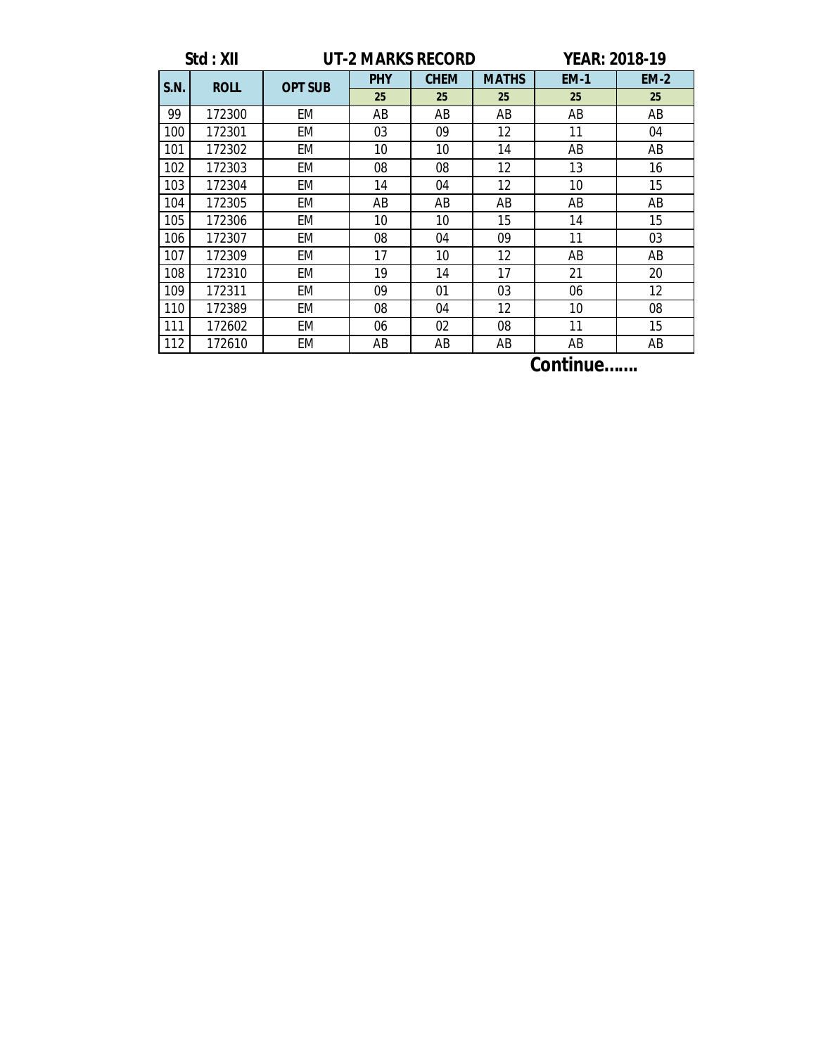**Std : XII** **UT-2 MARKS RECORD** **YEAR: 2018-19**

| S.N. | ROLL | OPT SUB | PHY | CHEM | MATHS | EM-1 | EM-2 |
|---|---|---|---|---|---|---|---|
| | | | 25 | 25 | 25 | 25 | 25 |
| 99 | 172300 | EM | AB | AB | AB | AB | AB |
| 100 | 172301 | EM | 03 | 09 | 12 | 11 | 04 |
| 101 | 172302 | EM | 10 | 10 | 14 | AB | AB |
| 102 | 172303 | EM | 08 | 08 | 12 | 13 | 16 |
| 103 | 172304 | EM | 14 | 04 | 12 | 10 | 15 |
| 104 | 172305 | EM | AB | AB | AB | AB | AB |
| 105 | 172306 | EM | 10 | 10 | 15 | 14 | 15 |
| 106 | 172307 | EM | 08 | 04 | 09 | 11 | 03 |
| 107 | 172309 | EM | 17 | 10 | 12 | AB | AB |
| 108 | 172310 | EM | 19 | 14 | 17 | 21 | 20 |
| 109 | 172311 | EM | 09 | 01 | 03 | 06 | 12 |
| 110 | 172389 | EM | 08 | 04 | 12 | 10 | 08 |
| 111 | 172602 | EM | 06 | 02 | 08 | 11 | 15 |
| 112 | 172610 | EM | AB | AB | AB | AB | AB |

**Continue…….**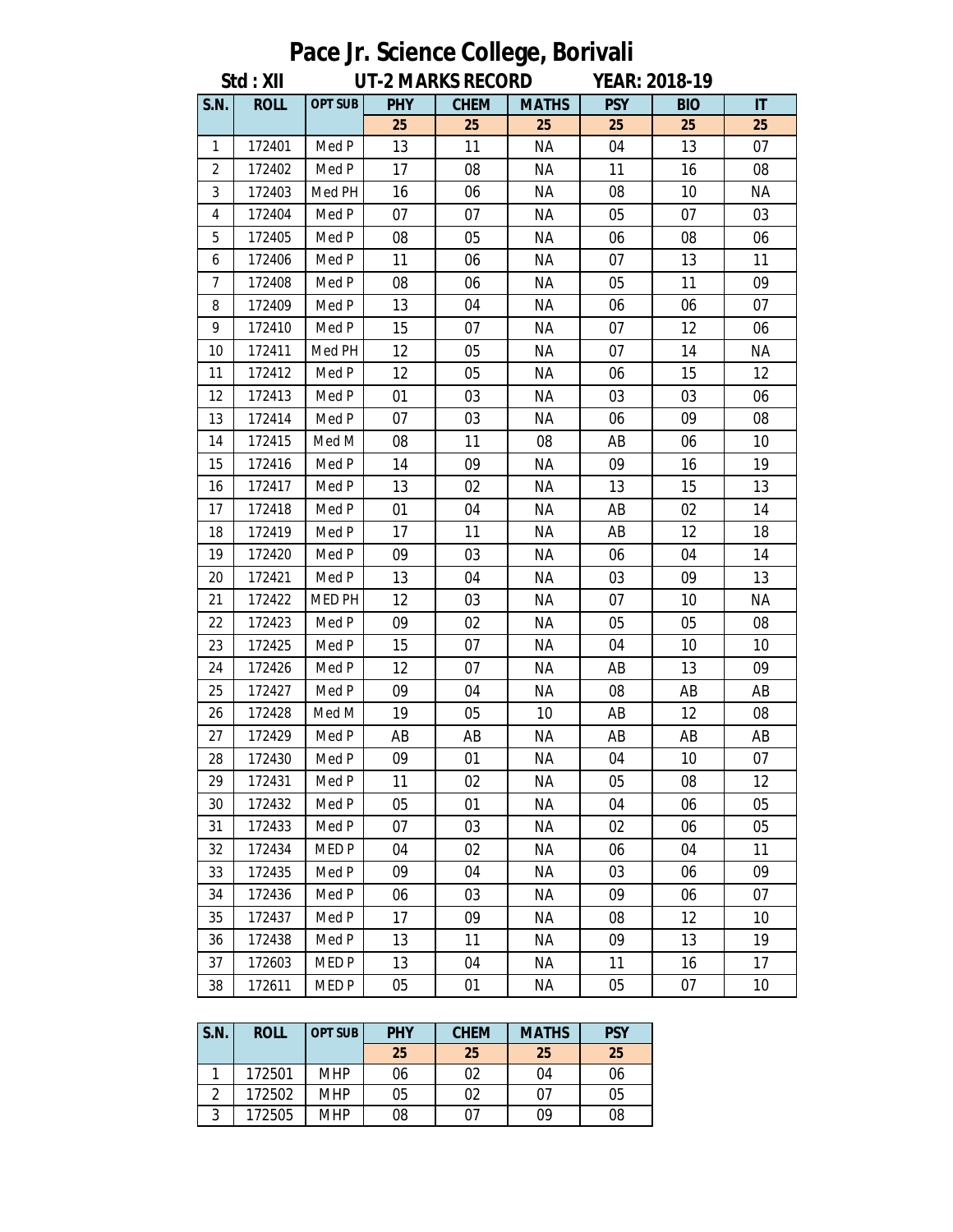# Pace Jr. Science College, Borivali

**Std : XII** **UT-2 MARKS RECORD** **YEAR: 2018-19**

| S.N. | ROLL | OPT SUB | PHY | CHEM | MATHS | PSY | BIO | IT |
|---|---|---|---|---|---|---|---|---|
| | | | 25 | 25 | 25 | 25 | 25 | 25 |
| 1 | 172401 | Med P | 13 | 11 | NA | 04 | 13 | 07 |
| 2 | 172402 | Med P | 17 | 08 | NA | 11 | 16 | 08 |
| 3 | 172403 | Med PH | 16 | 06 | NA | 08 | 10 | NA |
| 4 | 172404 | Med P | 07 | 07 | NA | 05 | 07 | 03 |
| 5 | 172405 | Med P | 08 | 05 | NA | 06 | 08 | 06 |
| 6 | 172406 | Med P | 11 | 06 | NA | 07 | 13 | 11 |
| 7 | 172408 | Med P | 08 | 06 | NA | 05 | 11 | 09 |
| 8 | 172409 | Med P | 13 | 04 | NA | 06 | 06 | 07 |
| 9 | 172410 | Med P | 15 | 07 | NA | 07 | 12 | 06 |
| 10 | 172411 | Med PH | 12 | 05 | NA | 07 | 14 | NA |
| 11 | 172412 | Med P | 12 | 05 | NA | 06 | 15 | 12 |
| 12 | 172413 | Med P | 01 | 03 | NA | 03 | 03 | 06 |
| 13 | 172414 | Med P | 07 | 03 | NA | 06 | 09 | 08 |
| 14 | 172415 | Med M | 08 | 11 | 08 | AB | 06 | 10 |
| 15 | 172416 | Med P | 14 | 09 | NA | 09 | 16 | 19 |
| 16 | 172417 | Med P | 13 | 02 | NA | 13 | 15 | 13 |
| 17 | 172418 | Med P | 01 | 04 | NA | AB | 02 | 14 |
| 18 | 172419 | Med P | 17 | 11 | NA | AB | 12 | 18 |
| 19 | 172420 | Med P | 09 | 03 | NA | 06 | 04 | 14 |
| 20 | 172421 | Med P | 13 | 04 | NA | 03 | 09 | 13 |
| 21 | 172422 | MED PH | 12 | 03 | NA | 07 | 10 | NA |
| 22 | 172423 | Med P | 09 | 02 | NA | 05 | 05 | 08 |
| 23 | 172425 | Med P | 15 | 07 | NA | 04 | 10 | 10 |
| 24 | 172426 | Med P | 12 | 07 | NA | AB | 13 | 09 |
| 25 | 172427 | Med P | 09 | 04 | NA | 08 | AB | AB |
| 26 | 172428 | Med M | 19 | 05 | 10 | AB | 12 | 08 |
| 27 | 172429 | Med P | AB | AB | NA | AB | AB | AB |
| 28 | 172430 | Med P | 09 | 01 | NA | 04 | 10 | 07 |
| 29 | 172431 | Med P | 11 | 02 | NA | 05 | 08 | 12 |
| 30 | 172432 | Med P | 05 | 01 | NA | 04 | 06 | 05 |
| 31 | 172433 | Med P | 07 | 03 | NA | 02 | 06 | 05 |
| 32 | 172434 | MED P | 04 | 02 | NA | 06 | 04 | 11 |
| 33 | 172435 | Med P | 09 | 04 | NA | 03 | 06 | 09 |
| 34 | 172436 | Med P | 06 | 03 | NA | 09 | 06 | 07 |
| 35 | 172437 | Med P | 17 | 09 | NA | 08 | 12 | 10 |
| 36 | 172438 | Med P | 13 | 11 | NA | 09 | 13 | 19 |
| 37 | 172603 | MED P | 13 | 04 | NA | 11 | 16 | 17 |
| 38 | 172611 | MED P | 05 | 01 | NA | 05 | 07 | 10 |

| S.N. | ROLL | OPT SUB | PHY | CHEM | MATHS | PSY |
|---|---|---|---|---|---|---|
| | | | 25 | 25 | 25 | 25 |
| 1 | 172501 | MHP | 06 | 02 | 04 | 06 |
| 2 | 172502 | MHP | 05 | 02 | 07 | 05 |
| 3 | 172505 | MHP | 08 | 07 | 09 | 08 |